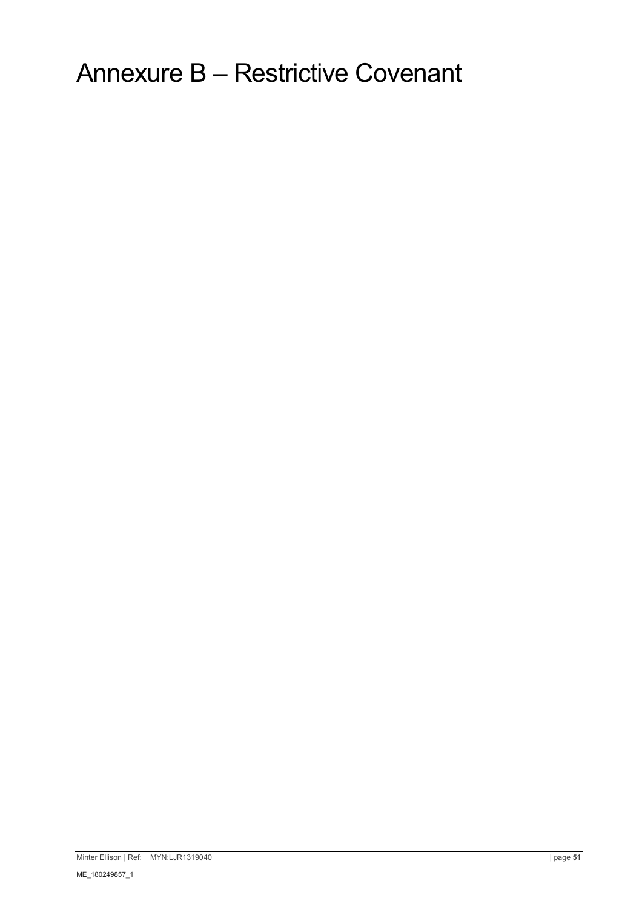# Annexure B – Restrictive Covenant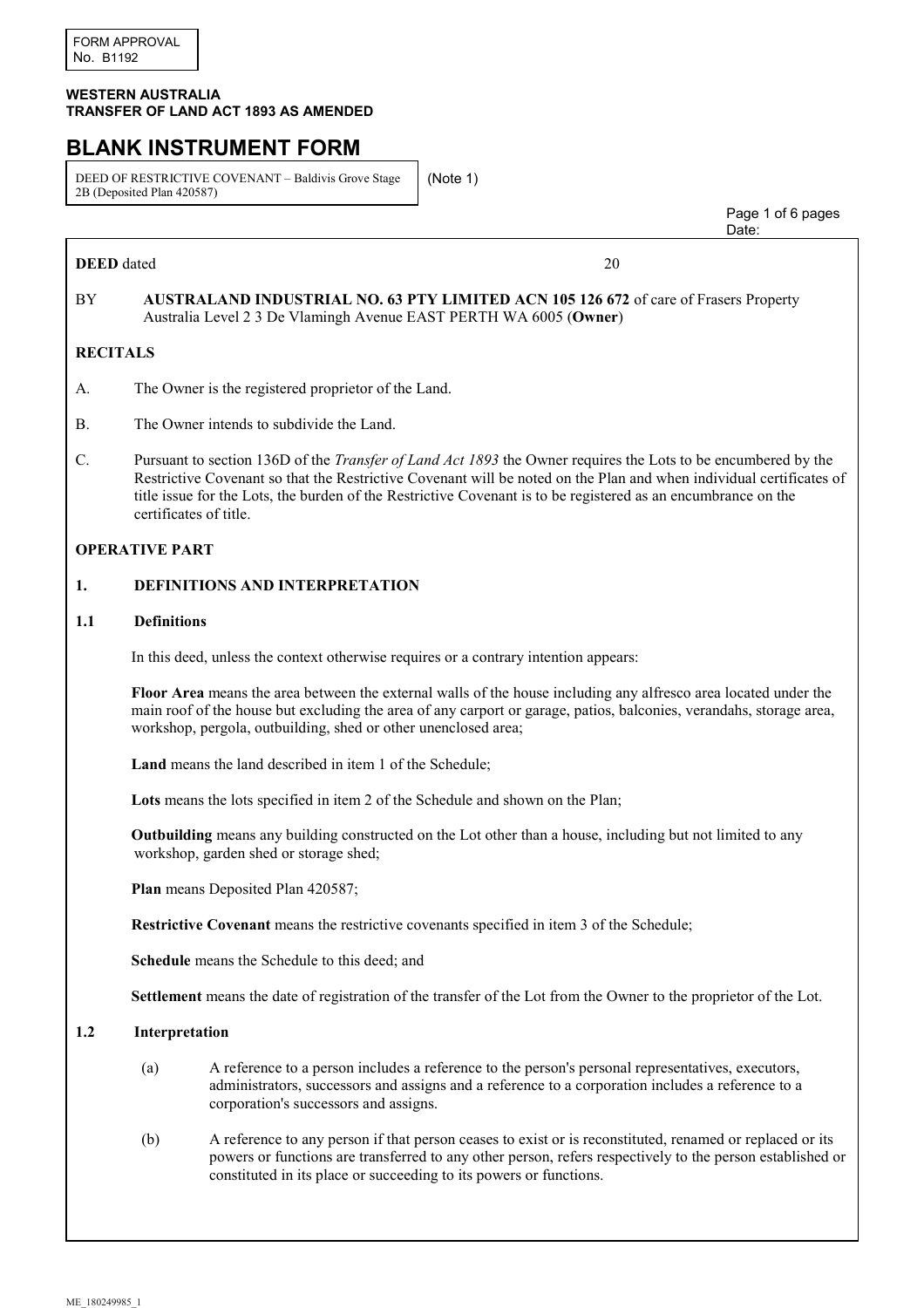FORM APPROVAL
No. B1192

**WESTERN AUSTRALIA**
**TRANSFER OF LAND ACT 1893 AS AMENDED**

# BLANK INSTRUMENT FORM

DEED OF RESTRICTIVE COVENANT – Baldivis Grove Stage 2B (Deposited Plan 420587) (Note 1)

Date:

**DEED** dated 20

BY **AUSTRALAND INDUSTRIAL NO. 63 PTY LIMITED ACN 105 126 672** of care of Frasers Property Australia Level 2 3 De Vlamingh Avenue EAST PERTH WA 6005 (**Owner**)

## RECITALS

A. The Owner is the registered proprietor of the Land.

B. The Owner intends to subdivide the Land.

C. Pursuant to section 136D of the *Transfer of Land Act 1893* the Owner requires the Lots to be encumbered by the Restrictive Covenant so that the Restrictive Covenant will be noted on the Plan and when individual certificates of title issue for the Lots, the burden of the Restrictive Covenant is to be registered as an encumbrance on the certificates of title.

## OPERATIVE PART

### 1. DEFINITIONS AND INTERPRETATION

#### 1.1 Definitions

In this deed, unless the context otherwise requires or a contrary intention appears:

**Floor Area** means the area between the external walls of the house including any alfresco area located under the main roof of the house but excluding the area of any carport or garage, patios, balconies, verandahs, storage area, workshop, pergola, outbuilding, shed or other unenclosed area;

**Land** means the land described in item 1 of the Schedule;

**Lots** means the lots specified in item 2 of the Schedule and shown on the Plan;

**Outbuilding** means any building constructed on the Lot other than a house, including but not limited to any workshop, garden shed or storage shed;

**Plan** means Deposited Plan 420587;

**Restrictive Covenant** means the restrictive covenants specified in item 3 of the Schedule;

**Schedule** means the Schedule to this deed; and

**Settlement** means the date of registration of the transfer of the Lot from the Owner to the proprietor of the Lot.

#### 1.2 Interpretation

(a) A reference to a person includes a reference to the person's personal representatives, executors, administrators, successors and assigns and a reference to a corporation includes a reference to a corporation's successors and assigns.

(b) A reference to any person if that person ceases to exist or is reconstituted, renamed or replaced or its powers or functions are transferred to any other person, refers respectively to the person established or constituted in its place or succeeding to its powers or functions.

ME_180249985_1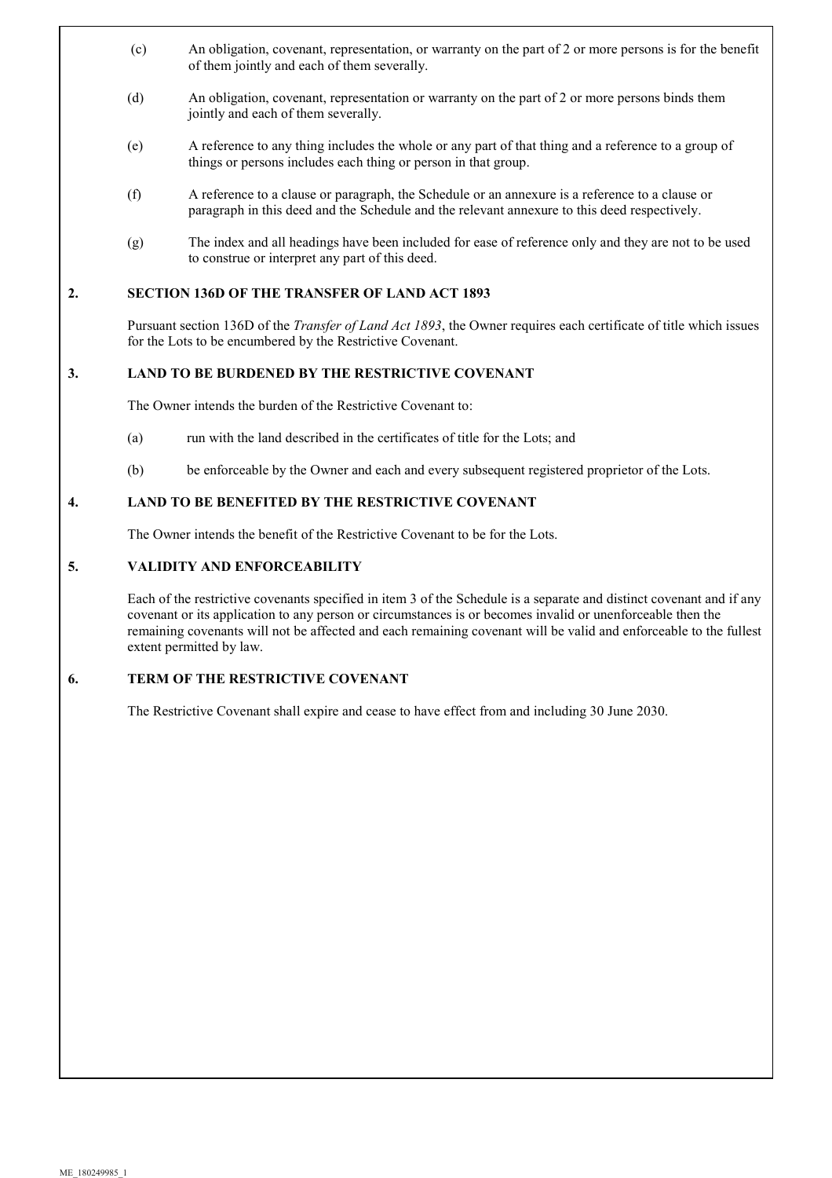(c) An obligation, covenant, representation, or warranty on the part of 2 or more persons is for the benefit of them jointly and each of them severally.

(d) An obligation, covenant, representation or warranty on the part of 2 or more persons binds them jointly and each of them severally.

(e) A reference to any thing includes the whole or any part of that thing and a reference to a group of things or persons includes each thing or person in that group.

(f) A reference to a clause or paragraph, the Schedule or an annexure is a reference to a clause or paragraph in this deed and the Schedule and the relevant annexure to this deed respectively.

(g) The index and all headings have been included for ease of reference only and they are not to be used to construe or interpret any part of this deed.

## 2. SECTION 136D OF THE TRANSFER OF LAND ACT 1893

Pursuant section 136D of the *Transfer of Land Act 1893*, the Owner requires each certificate of title which issues for the Lots to be encumbered by the Restrictive Covenant.

## 3. LAND TO BE BURDENED BY THE RESTRICTIVE COVENANT

The Owner intends the burden of the Restrictive Covenant to:

(a) run with the land described in the certificates of title for the Lots; and

(b) be enforceable by the Owner and each and every subsequent registered proprietor of the Lots.

## 4. LAND TO BE BENEFITED BY THE RESTRICTIVE COVENANT

The Owner intends the benefit of the Restrictive Covenant to be for the Lots.

## 5. VALIDITY AND ENFORCEABILITY

Each of the restrictive covenants specified in item 3 of the Schedule is a separate and distinct covenant and if any covenant or its application to any person or circumstances is or becomes invalid or unenforceable then the remaining covenants will not be affected and each remaining covenant will be valid and enforceable to the fullest extent permitted by law.

## 6. TERM OF THE RESTRICTIVE COVENANT

The Restrictive Covenant shall expire and cease to have effect from and including 30 June 2030.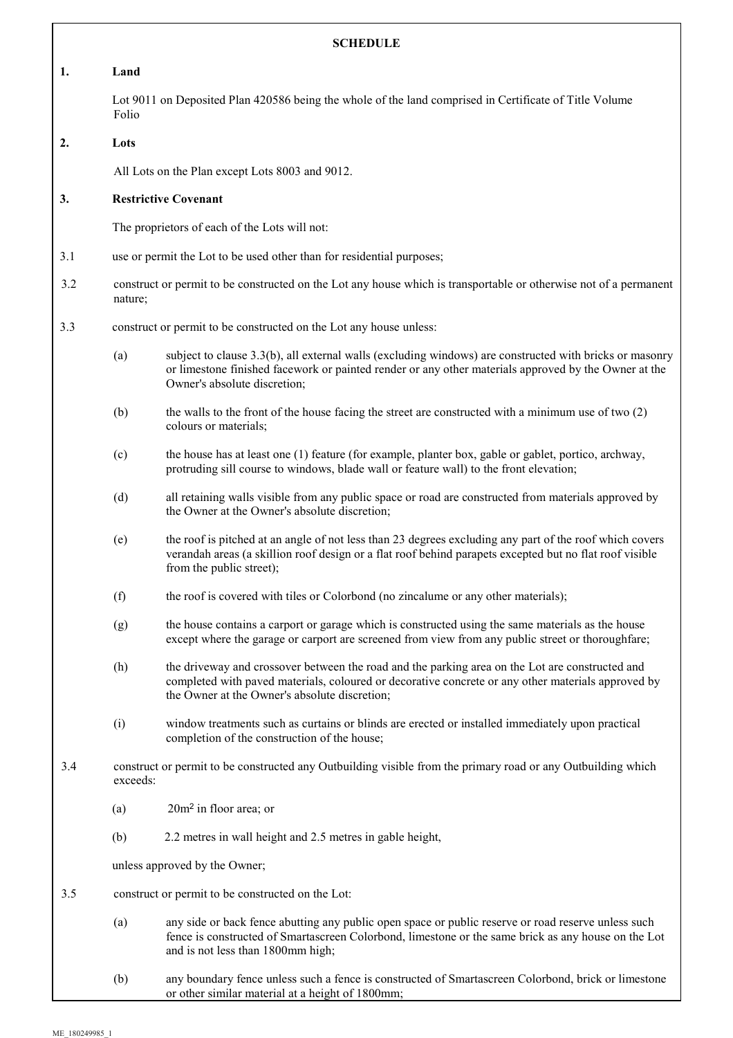**SCHEDULE**

**1. Land**

Lot 9011 on Deposited Plan 420586 being the whole of the land comprised in Certificate of Title Volume Folio

**2. Lots**

All Lots on the Plan except Lots 8003 and 9012.

**3. Restrictive Covenant**

The proprietors of each of the Lots will not:

3.1 use or permit the Lot to be used other than for residential purposes;

3.2 construct or permit to be constructed on the Lot any house which is transportable or otherwise not of a permanent nature;

3.3 construct or permit to be constructed on the Lot any house unless:

(a) subject to clause 3.3(b), all external walls (excluding windows) are constructed with bricks or masonry or limestone finished facework or painted render or any other materials approved by the Owner at the Owner's absolute discretion;

(b) the walls to the front of the house facing the street are constructed with a minimum use of two (2) colours or materials;

(c) the house has at least one (1) feature (for example, planter box, gable or gablet, portico, archway, protruding sill course to windows, blade wall or feature wall) to the front elevation;

(d) all retaining walls visible from any public space or road are constructed from materials approved by the Owner at the Owner's absolute discretion;

(e) the roof is pitched at an angle of not less than 23 degrees excluding any part of the roof which covers verandah areas (a skillion roof design or a flat roof behind parapets excepted but no flat roof visible from the public street);

(f) the roof is covered with tiles or Colorbond (no zincalume or any other materials);

(g) the house contains a carport or garage which is constructed using the same materials as the house except where the garage or carport are screened from view from any public street or thoroughfare;

(h) the driveway and crossover between the road and the parking area on the Lot are constructed and completed with paved materials, coloured or decorative concrete or any other materials approved by the Owner at the Owner's absolute discretion;

(i) window treatments such as curtains or blinds are erected or installed immediately upon practical completion of the construction of the house;

3.4 construct or permit to be constructed any Outbuilding visible from the primary road or any Outbuilding which exceeds:

(a) 20m$^2$ in floor area; or

(b) 2.2 metres in wall height and 2.5 metres in gable height,

unless approved by the Owner;

3.5 construct or permit to be constructed on the Lot:

(a) any side or back fence abutting any public open space or public reserve or road reserve unless such fence is constructed of Smartascreen Colorbond, limestone or the same brick as any house on the Lot and is not less than 1800mm high;

(b) any boundary fence unless such a fence is constructed of Smartascreen Colorbond, brick or limestone or other similar material at a height of 1800mm;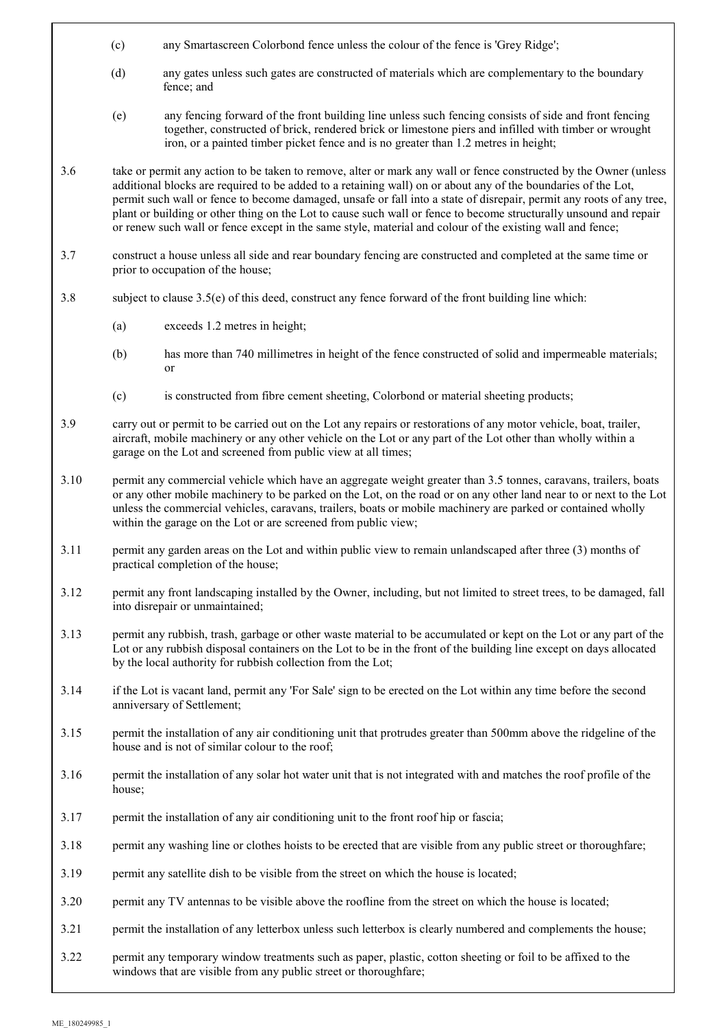(c) any Smartascreen Colorbond fence unless the colour of the fence is 'Grey Ridge';

(d) any gates unless such gates are constructed of materials which are complementary to the boundary fence; and

(e) any fencing forward of the front building line unless such fencing consists of side and front fencing together, constructed of brick, rendered brick or limestone piers and infilled with timber or wrought iron, or a painted timber picket fence and is no greater than 1.2 metres in height;

3.6 take or permit any action to be taken to remove, alter or mark any wall or fence constructed by the Owner (unless additional blocks are required to be added to a retaining wall) on or about any of the boundaries of the Lot, permit such wall or fence to become damaged, unsafe or fall into a state of disrepair, permit any roots of any tree, plant or building or other thing on the Lot to cause such wall or fence to become structurally unsound and repair or renew such wall or fence except in the same style, material and colour of the existing wall and fence;

3.7 construct a house unless all side and rear boundary fencing are constructed and completed at the same time or prior to occupation of the house;

3.8 subject to clause 3.5(e) of this deed, construct any fence forward of the front building line which:

(a) exceeds 1.2 metres in height;

(b) has more than 740 millimetres in height of the fence constructed of solid and impermeable materials; or

(c) is constructed from fibre cement sheeting, Colorbond or material sheeting products;

3.9 carry out or permit to be carried out on the Lot any repairs or restorations of any motor vehicle, boat, trailer, aircraft, mobile machinery or any other vehicle on the Lot or any part of the Lot other than wholly within a garage on the Lot and screened from public view at all times;

3.10 permit any commercial vehicle which have an aggregate weight greater than 3.5 tonnes, caravans, trailers, boats or any other mobile machinery to be parked on the Lot, on the road or on any other land near to or next to the Lot unless the commercial vehicles, caravans, trailers, boats or mobile machinery are parked or contained wholly within the garage on the Lot or are screened from public view;

3.11 permit any garden areas on the Lot and within public view to remain unlandscaped after three (3) months of practical completion of the house;

3.12 permit any front landscaping installed by the Owner, including, but not limited to street trees, to be damaged, fall into disrepair or unmaintained;

3.13 permit any rubbish, trash, garbage or other waste material to be accumulated or kept on the Lot or any part of the Lot or any rubbish disposal containers on the Lot to be in the front of the building line except on days allocated by the local authority for rubbish collection from the Lot;

3.14 if the Lot is vacant land, permit any 'For Sale' sign to be erected on the Lot within any time before the second anniversary of Settlement;

3.15 permit the installation of any air conditioning unit that protrudes greater than 500mm above the ridgeline of the house and is not of similar colour to the roof;

3.16 permit the installation of any solar hot water unit that is not integrated with and matches the roof profile of the house;

3.17 permit the installation of any air conditioning unit to the front roof hip or fascia;

3.18 permit any washing line or clothes hoists to be erected that are visible from any public street or thoroughfare;

3.19 permit any satellite dish to be visible from the street on which the house is located;

3.20 permit any TV antennas to be visible above the roofline from the street on which the house is located;

3.21 permit the installation of any letterbox unless such letterbox is clearly numbered and complements the house;

3.22 permit any temporary window treatments such as paper, plastic, cotton sheeting or foil to be affixed to the windows that are visible from any public street or thoroughfare;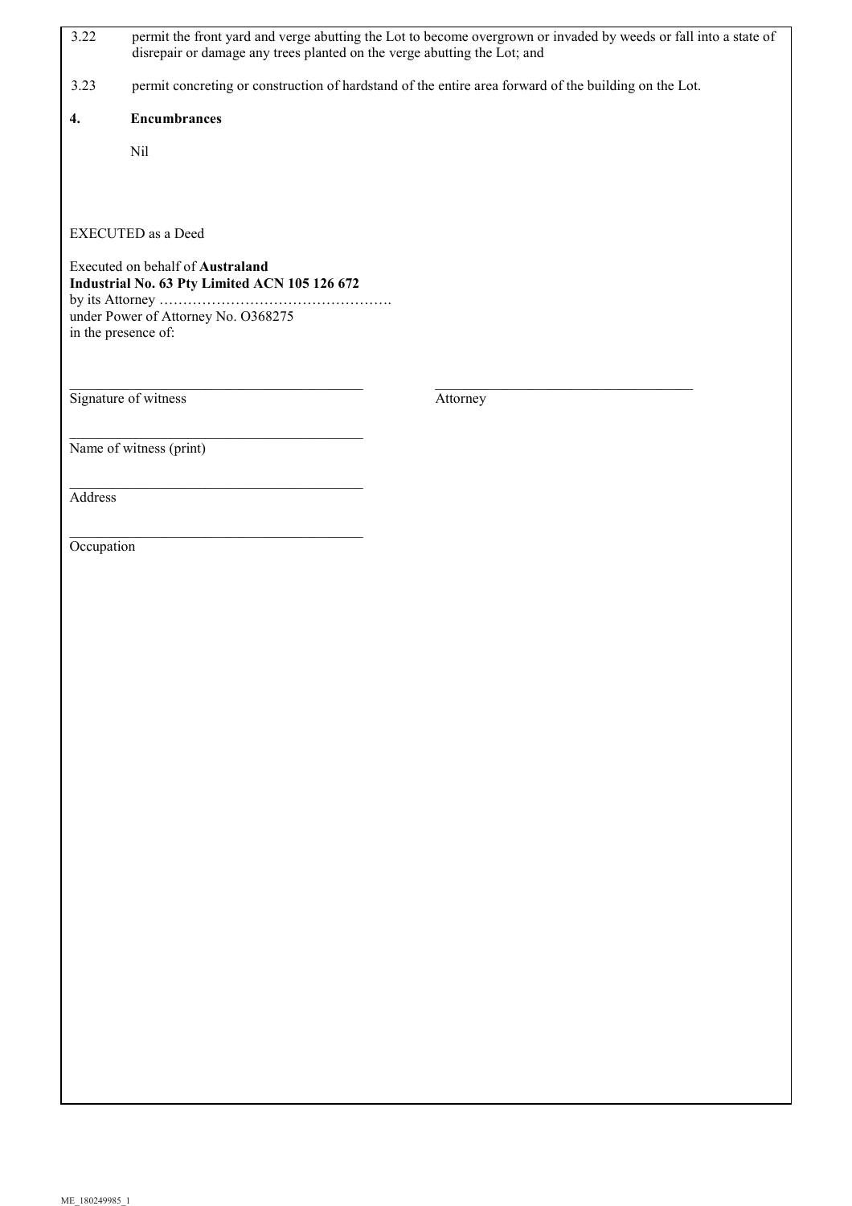3.22 permit the front yard and verge abutting the Lot to become overgrown or invaded by weeds or fall into a state of disrepair or damage any trees planted on the verge abutting the Lot; and

3.23 permit concreting or construction of hardstand of the entire area forward of the building on the Lot.

**4. Encumbrances**

Nil

EXECUTED as a Deed

Executed on behalf of **Australand Industrial No. 63 Pty Limited ACN 105 126 672**
by its Attorney ………………………………………….
under Power of Attorney No. O368275
in the presence of:

\_\_\_\_\_\_\_\_\_\_\_\_\_\_\_\_\_\_\_\_\_\_\_\_\_\_\_\_\_\_\_\_\_\_\_\_\_\_\_\_
Signature of witness

\_\_\_\_\_\_\_\_\_\_\_\_\_\_\_\_\_\_\_\_\_\_\_\_\_\_\_\_\_\_\_\_\_\_\_\_\_\_\_\_
Attorney

\_\_\_\_\_\_\_\_\_\_\_\_\_\_\_\_\_\_\_\_\_\_\_\_\_\_\_\_\_\_\_\_\_\_\_\_\_\_\_\_
Name of witness (print)

\_\_\_\_\_\_\_\_\_\_\_\_\_\_\_\_\_\_\_\_\_\_\_\_\_\_\_\_\_\_\_\_\_\_\_\_\_\_\_\_
Address

\_\_\_\_\_\_\_\_\_\_\_\_\_\_\_\_\_\_\_\_\_\_\_\_\_\_\_\_\_\_\_\_\_\_\_\_\_\_\_\_
Occupation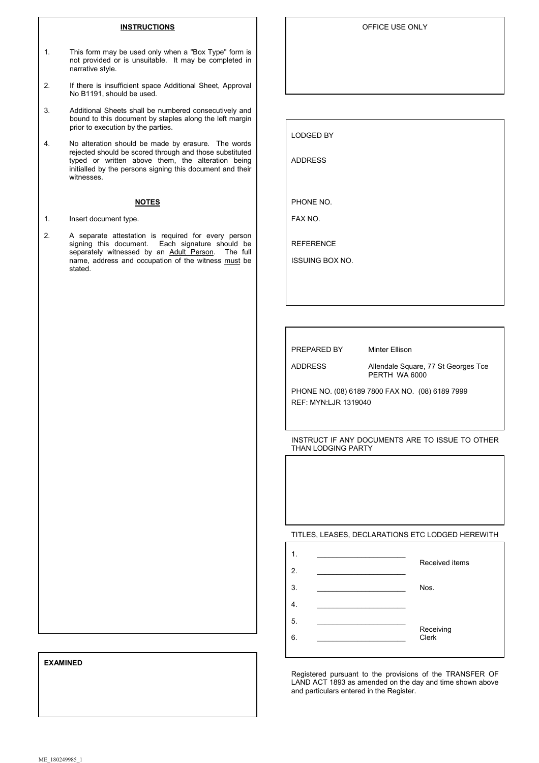## INSTRUCTIONS

1. This form may be used only when a "Box Type" form is not provided or is unsuitable. It may be completed in narrative style.
2. If there is insufficient space Additional Sheet, Approval No B1191, should be used.
3. Additional Sheets shall be numbered consecutively and bound to this document by staples along the left margin prior to execution by the parties.
4. No alteration should be made by erasure. The words rejected should be scored through and those substituted typed or written above them, the alteration being initialled by the persons signing this document and their witnesses.

## NOTES

1. Insert document type.
2. A separate attestation is required for every person signing this document. Each signature should be separately witnessed by an Adult Person. The full name, address and occupation of the witness must be stated.

**EXAMINED**

OFFICE USE ONLY

LODGED BY

ADDRESS

PHONE NO.

FAX NO.

REFERENCE

ISSUING BOX NO.

| | |
|---|---|
| PREPARED BY | Minter Ellison |
| ADDRESS | Allendale Square, 77 St Georges Tce PERTH WA 6000 |

PHONE NO. (08) 6189 7800 FAX NO. (08) 6189 7999

REF: MYN:LJR 1319040

INSTRUCT IF ANY DOCUMENTS ARE TO ISSUE TO OTHER THAN LODGING PARTY

TITLES, LEASES, DECLARATIONS ETC LODGED HEREWITH

1. ______________________
2. ______________________
3. ______________________
4. ______________________
5. ______________________
6. ______________________

Received items

Nos.

Receiving Clerk

Registered pursuant to the provisions of the TRANSFER OF LAND ACT 1893 as amended on the day and time shown above and particulars entered in the Register.

ME_180249985_1